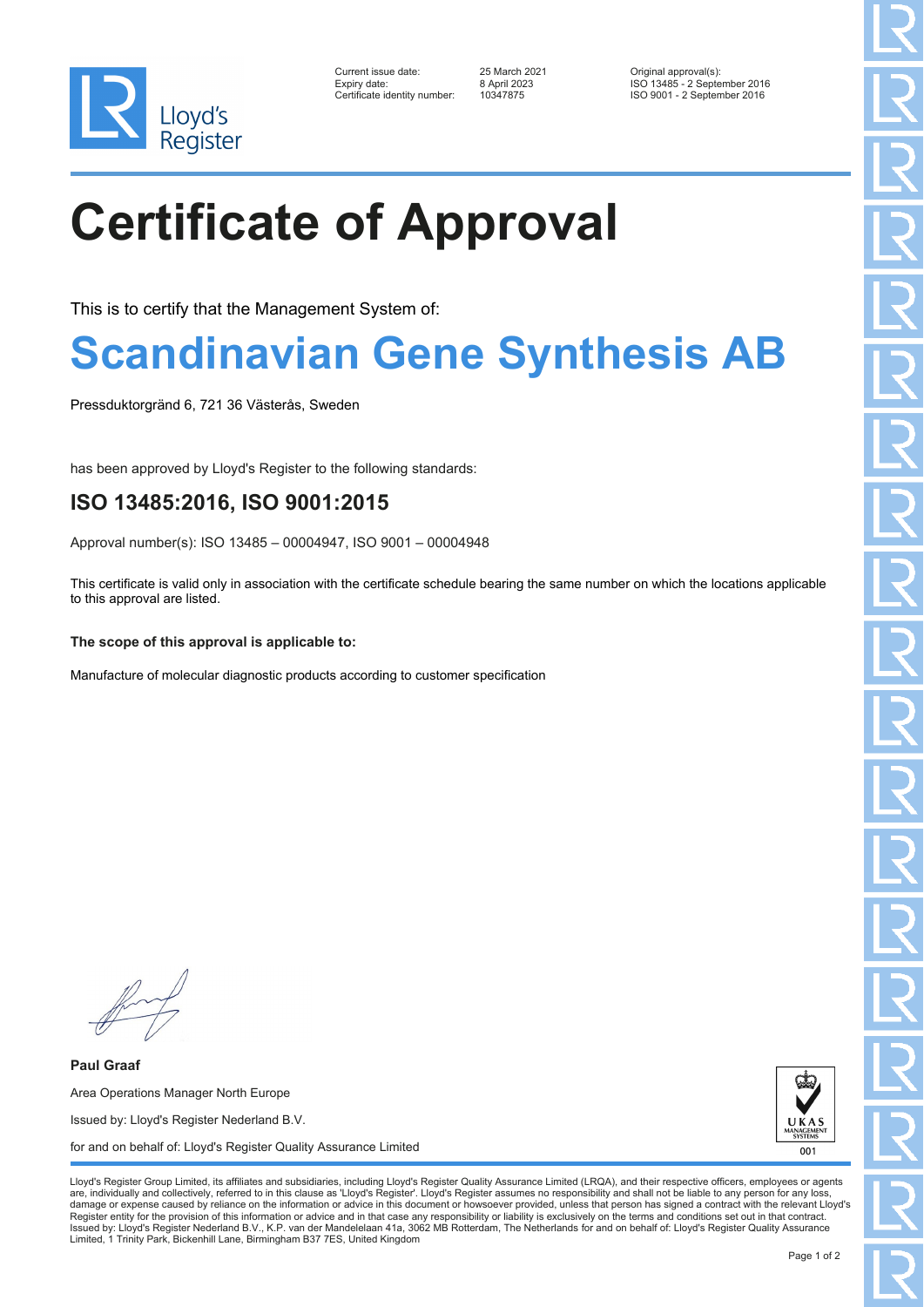Lloyd's Register

| | | |
|---|---|---|
| Current issue date: | 25 March 2021 | Original approval(s): |
| Expiry date: | 8 April 2023 | ISO 13485 - 2 September 2016 |
| Certificate identity number: | 10347875 | ISO 9001 - 2 September 2016 |

# Certificate of Approval

This is to certify that the Management System of:

## Scandinavian Gene Synthesis AB

Pressduktorgränd 6, 721 36 Västerås, Sweden

has been approved by Lloyd's Register to the following standards:

### ISO 13485:2016, ISO 9001:2015

Approval number(s): ISO 13485 – 00004947, ISO 9001 – 00004948

This certificate is valid only in association with the certificate schedule bearing the same number on which the locations applicable to this approval are listed.

**The scope of this approval is applicable to:**

Manufacture of molecular diagnostic products according to customer specification

**Paul Graaf**

Area Operations Manager North Europe

Issued by: Lloyd's Register Nederland B.V.

for and on behalf of: Lloyd's Register Quality Assurance Limited

UKAS MANAGEMENT SYSTEMS 001

Lloyd's Register Group Limited, its affiliates and subsidiaries, including Lloyd's Register Quality Assurance Limited (LRQA), and their respective officers, employees or agents are, individually and collectively, referred to in this clause as 'Lloyd's Register'. Lloyd's Register assumes no responsibility and shall not be liable to any person for any loss, damage or expense caused by reliance on the information or advice in this document or howsoever provided, unless that person has signed a contract with the relevant Lloyd's Register entity for the provision of this information or advice and in that case any responsibility or liability is exclusively on the terms and conditions set out in that contract. Issued by: Lloyd's Register Nederland B.V., K.P. van der Mandelelaan 41a, 3062 MB Rotterdam, The Netherlands for and on behalf of: Lloyd's Register Quality Assurance Limited, 1 Trinity Park, Bickenhill Lane, Birmingham B37 7ES, United Kingdom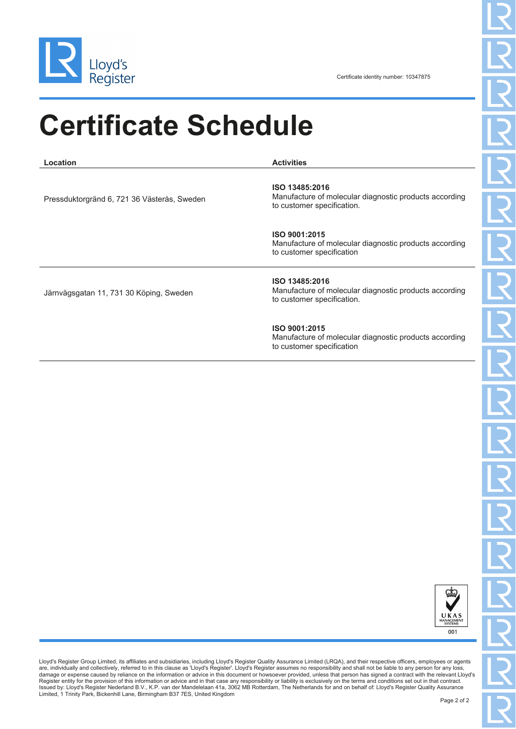Certificate identity number: 10347875

# Certificate Schedule

| Location | Activities |
| --- | --- |
| Pressduktorgränd 6, 721 36 Västerås, Sweden | **ISO 13485:2016**<br>Manufacture of molecular diagnostic products according to customer specification.<br><br>**ISO 9001:2015**<br>Manufacture of molecular diagnostic products according to customer specification |
| Järnvägsgatan 11, 731 30 Köping, Sweden | **ISO 13485:2016**<br>Manufacture of molecular diagnostic products according to customer specification.<br><br>**ISO 9001:2015**<br>Manufacture of molecular diagnostic products according to customer specification |

UKAS MANAGEMENT SYSTEMS
001

Lloyd's Register Group Limited, its affiliates and subsidiaries, including Lloyd's Register Quality Assurance Limited (LRQA), and their respective officers, employees or agents are, individually and collectively, referred to in this clause as 'Lloyd's Register'. Lloyd's Register assumes no responsibility and shall not be liable to any person for any loss, damage or expense caused by reliance on the information or advice in this document or howsoever provided, unless that person has signed a contract with the relevant Lloyd's Register entity for the provision of this information or advice and in that case any responsibility or liability is exclusively on the terms and conditions set out in that contract.
Issued by: Lloyd's Register Nederland B.V., K.P. van der Mandelelaan 41a, 3062 MB Rotterdam, The Netherlands for and on behalf of: Lloyd's Register Quality Assurance Limited, 1 Trinity Park, Bickenhill Lane, Birmingham B37 7ES, United Kingdom